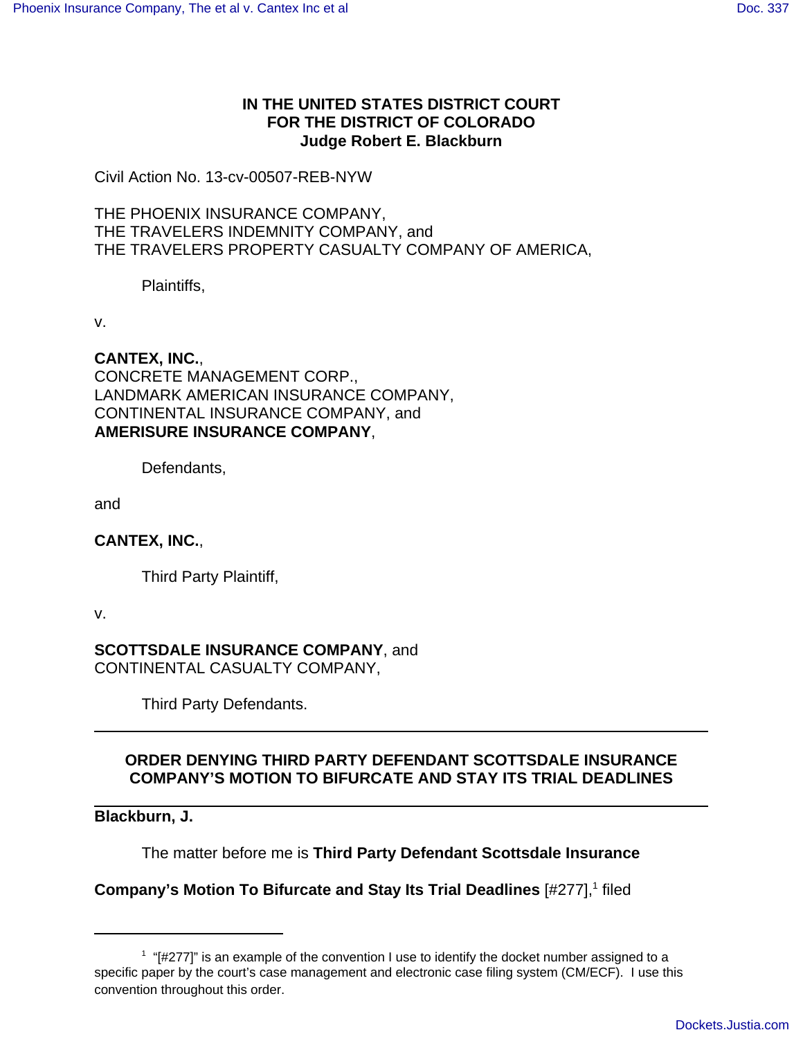**IN THE UNITED STATES DISTRICT COURT**
**FOR THE DISTRICT OF COLORADO**
**Judge Robert E. Blackburn**

Civil Action No. 13-cv-00507-REB-NYW

THE PHOENIX INSURANCE COMPANY,
THE TRAVELERS INDEMNITY COMPANY, and
THE TRAVELERS PROPERTY CASUALTY COMPANY OF AMERICA,

Plaintiffs,

v.

**CANTEX, INC.**,
CONCRETE MANAGEMENT CORP.,
LANDMARK AMERICAN INSURANCE COMPANY,
CONTINENTAL INSURANCE COMPANY, and
**AMERISURE INSURANCE COMPANY**,

Defendants,

and

**CANTEX, INC.**,

Third Party Plaintiff,

v.

**SCOTTSDALE INSURANCE COMPANY**, and
CONTINENTAL CASUALTY COMPANY,

Third Party Defendants.

---

**ORDER DENYING THIRD PARTY DEFENDANT SCOTTSDALE INSURANCE COMPANY'S MOTION TO BIFURCATE AND STAY ITS TRIAL DEADLINES**

---

**Blackburn, J.**

The matter before me is **Third Party Defendant Scottsdale Insurance Company's Motion To Bifurcate and Stay Its Trial Deadlines** [#277],[1] filed

---

[1] "[#277]" is an example of the convention I use to identify the docket number assigned to a specific paper by the court's case management and electronic case filing system (CM/ECF). I use this convention throughout this order.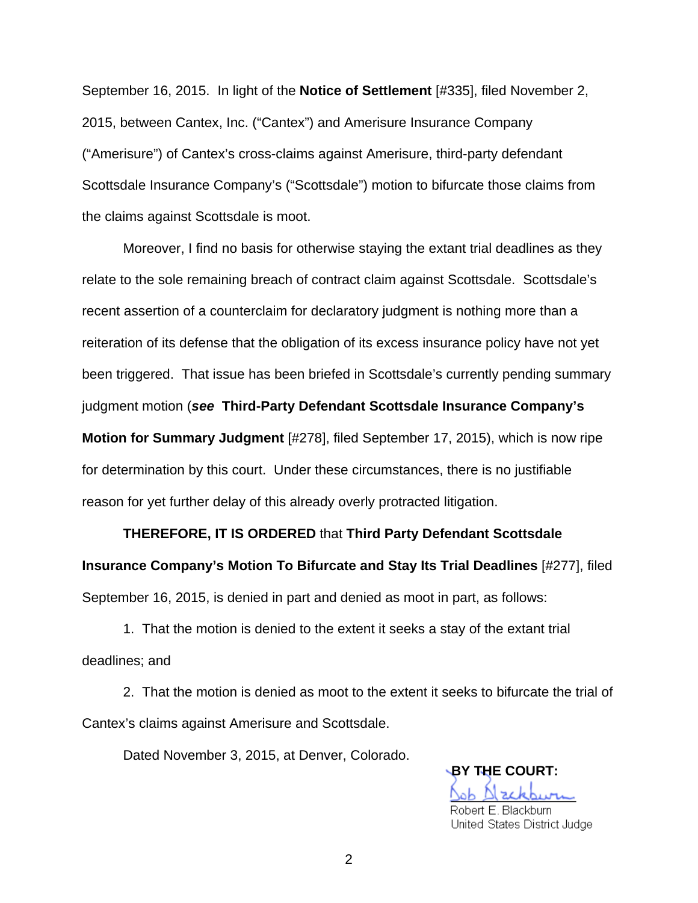September 16, 2015. In light of the **Notice of Settlement** [#335], filed November 2, 2015, between Cantex, Inc. ("Cantex") and Amerisure Insurance Company ("Amerisure") of Cantex's cross-claims against Amerisure, third-party defendant Scottsdale Insurance Company's ("Scottsdale") motion to bifurcate those claims from the claims against Scottsdale is moot.

Moreover, I find no basis for otherwise staying the extant trial deadlines as they relate to the sole remaining breach of contract claim against Scottsdale. Scottsdale's recent assertion of a counterclaim for declaratory judgment is nothing more than a reiteration of its defense that the obligation of its excess insurance policy have not yet been triggered. That issue has been briefed in Scottsdale's currently pending summary judgment motion (***see*** **Third-Party Defendant Scottsdale Insurance Company's Motion for Summary Judgment** [#278], filed September 17, 2015), which is now ripe for determination by this court. Under these circumstances, there is no justifiable reason for yet further delay of this already overly protracted litigation.

**THEREFORE, IT IS ORDERED** that **Third Party Defendant Scottsdale Insurance Company's Motion To Bifurcate and Stay Its Trial Deadlines** [#277], filed September 16, 2015, is denied in part and denied as moot in part, as follows:

1. That the motion is denied to the extent it seeks a stay of the extant trial deadlines; and

2. That the motion is denied as moot to the extent it seeks to bifurcate the trial of Cantex's claims against Amerisure and Scottsdale.

Dated November 3, 2015, at Denver, Colorado.

**BY THE COURT:**

Robert E. Blackburn
United States District Judge